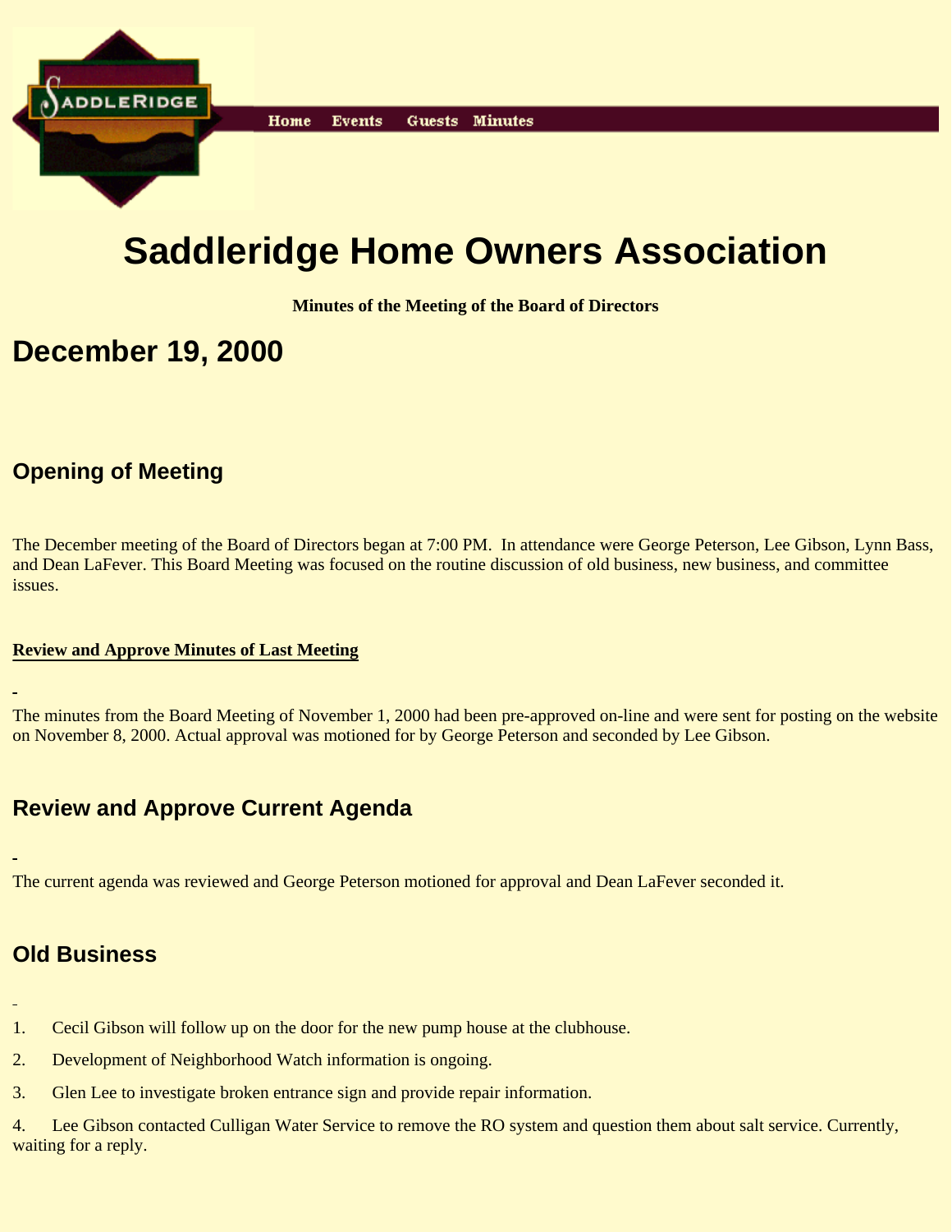Home Events Guests Minutes

# Saddleridge Home Owners Association

**Minutes of the Meeting of the Board of Directors**

# December 19, 2000

## Opening of Meeting

The December meeting of the Board of Directors began at 7:00 PM. In attendance were George Peterson, Lee Gibson, Lynn Bass, and Dean LaFever. This Board Meeting was focused on the routine discussion of old business, new business, and committee issues.

**Review and Approve Minutes of Last Meeting**

The minutes from the Board Meeting of November 1, 2000 had been pre-approved on-line and were sent for posting on the website on November 8, 2000. Actual approval was motioned for by George Peterson and seconded by Lee Gibson.

## Review and Approve Current Agenda

The current agenda was reviewed and George Peterson motioned for approval and Dean LaFever seconded it.

## Old Business

1. Cecil Gibson will follow up on the door for the new pump house at the clubhouse.
2. Development of Neighborhood Watch information is ongoing.
3. Glen Lee to investigate broken entrance sign and provide repair information.
4. Lee Gibson contacted Culligan Water Service to remove the RO system and question them about salt service. Currently, waiting for a reply.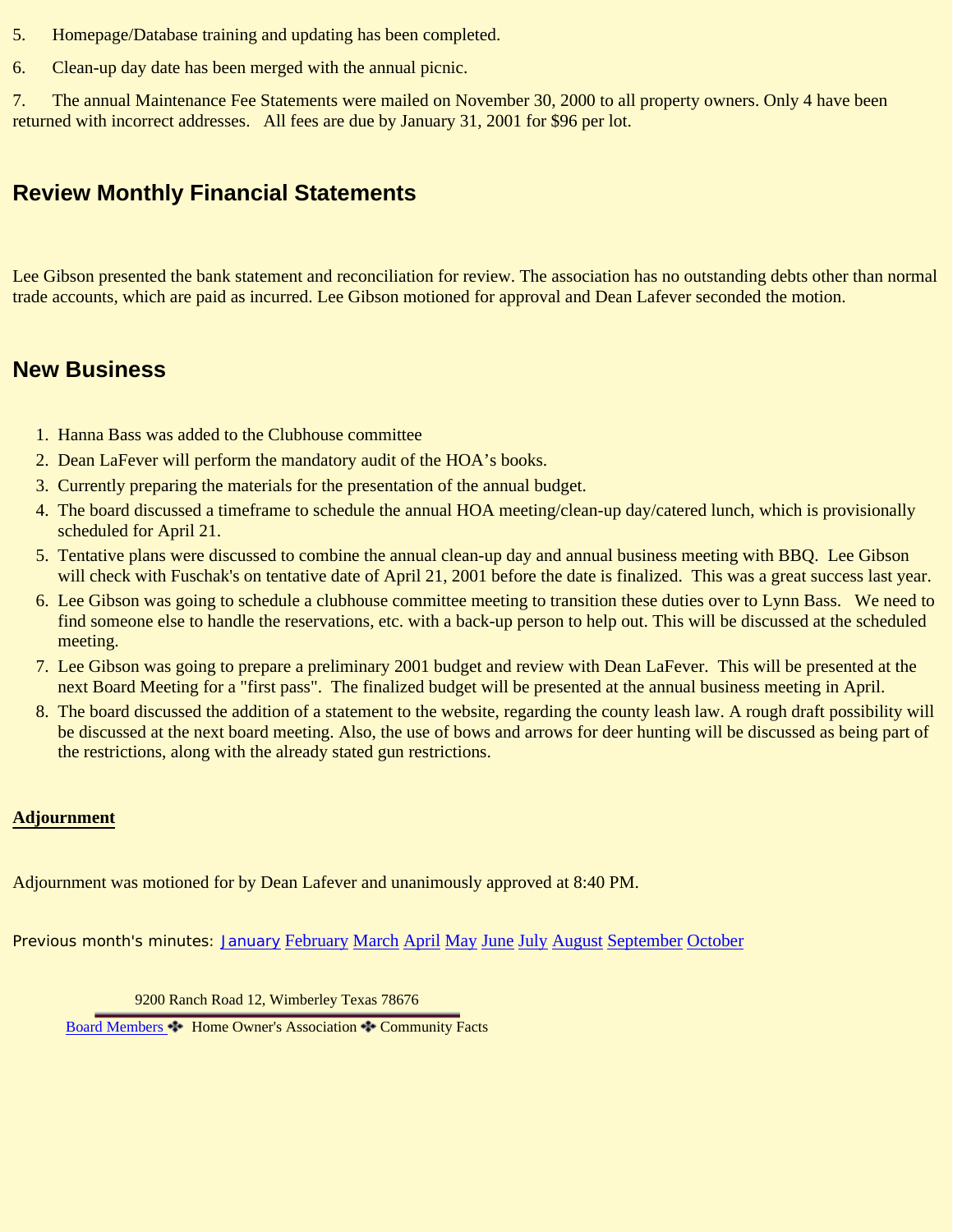5. Homepage/Database training and updating has been completed.

6. Clean-up day date has been merged with the annual picnic.

7. The annual Maintenance Fee Statements were mailed on November 30, 2000 to all property owners. Only 4 have been returned with incorrect addresses. All fees are due by January 31, 2001 for $96 per lot.

## Review Monthly Financial Statements

Lee Gibson presented the bank statement and reconciliation for review. The association has no outstanding debts other than normal trade accounts, which are paid as incurred. Lee Gibson motioned for approval and Dean Lafever seconded the motion.

## New Business

1. Hanna Bass was added to the Clubhouse committee
2. Dean LaFever will perform the mandatory audit of the HOA's books.
3. Currently preparing the materials for the presentation of the annual budget.
4. The board discussed a timeframe to schedule the annual HOA meeting/clean-up day/catered lunch, which is provisionally scheduled for April 21.
5. Tentative plans were discussed to combine the annual clean-up day and annual business meeting with BBQ. Lee Gibson will check with Fuschak's on tentative date of April 21, 2001 before the date is finalized. This was a great success last year.
6. Lee Gibson was going to schedule a clubhouse committee meeting to transition these duties over to Lynn Bass. We need to find someone else to handle the reservations, etc. with a back-up person to help out. This will be discussed at the scheduled meeting.
7. Lee Gibson was going to prepare a preliminary 2001 budget and review with Dean LaFever. This will be presented at the next Board Meeting for a "first pass". The finalized budget will be presented at the annual business meeting in April.
8. The board discussed the addition of a statement to the website, regarding the county leash law. A rough draft possibility will be discussed at the next board meeting. Also, the use of bows and arrows for deer hunting will be discussed as being part of the restrictions, along with the already stated gun restrictions.

**Adjournment**

Adjournment was motioned for by Dean Lafever and unanimously approved at 8:40 PM.

Previous month's minutes: January February March April May June July August September October

9200 Ranch Road 12, Wimberley Texas 78676

Board Members ✤ Home Owner's Association ✤ Community Facts